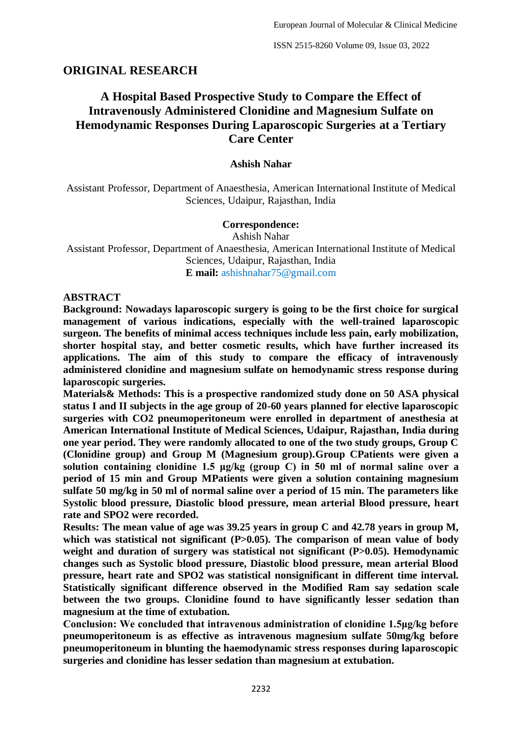## ORIGINAL RESEARCH

# A Hospital Based Prospective Study to Compare the Effect of Intravenously Administered Clonidine and Magnesium Sulfate on Hemodynamic Responses During Laparoscopic Surgeries at a Tertiary Care Center

**Ashish Nahar**

Assistant Professor, Department of Anaesthesia, American International Institute of Medical Sciences, Udaipur, Rajasthan, India

**Correspondence:**
Ashish Nahar
Assistant Professor, Department of Anaesthesia, American International Institute of Medical Sciences, Udaipur, Rajasthan, India
**E mail:** ashishnahar75@gmail.com

## ABSTRACT

**Background: Nowadays laparoscopic surgery is going to be the first choice for surgical management of various indications, especially with the well-trained laparoscopic surgeon. The benefits of minimal access techniques include less pain, early mobilization, shorter hospital stay, and better cosmetic results, which have further increased its applications. The aim of this study to compare the efficacy of intravenously administered clonidine and magnesium sulfate on hemodynamic stress response during laparoscopic surgeries.**

**Materials& Methods: This is a prospective randomized study done on 50 ASA physical status I and II subjects in the age group of 20-60 years planned for elective laparoscopic surgeries with $CO_2$ pneumoperitoneum were enrolled in department of anesthesia at American International Institute of Medical Sciences, Udaipur, Rajasthan, India during one year period. They were randomly allocated to one of the two study groups, Group C (Clonidine group) and Group M (Magnesium group).Group CPatients were given a solution containing clonidine 1.5 µg/kg (group C) in 50 ml of normal saline over a period of 15 min and Group MPatients were given a solution containing magnesium sulfate 50 mg/kg in 50 ml of normal saline over a period of 15 min. The parameters like Systolic blood pressure, Diastolic blood pressure, mean arterial Blood pressure, heart rate and SPO2 were recorded.**

**Results: The mean value of age was 39.25 years in group C and 42.78 years in group M, which was statistical not significant (P>0.05). The comparison of mean value of body weight and duration of surgery was statistical not significant (P>0.05). Hemodynamic changes such as Systolic blood pressure, Diastolic blood pressure, mean arterial Blood pressure, heart rate and SPO2 was statistical nonsignificant in different time interval. Statistically significant difference observed in the Modified Ram say sedation scale between the two groups. Clonidine found to have significantly lesser sedation than magnesium at the time of extubation.**

**Conclusion: We concluded that intravenous administration of clonidine 1.5µg/kg before pneumoperitoneum is as effective as intravenous magnesium sulfate 50mg/kg before pneumoperitoneum in blunting the haemodynamic stress responses during laparoscopic surgeries and clonidine has lesser sedation than magnesium at extubation.**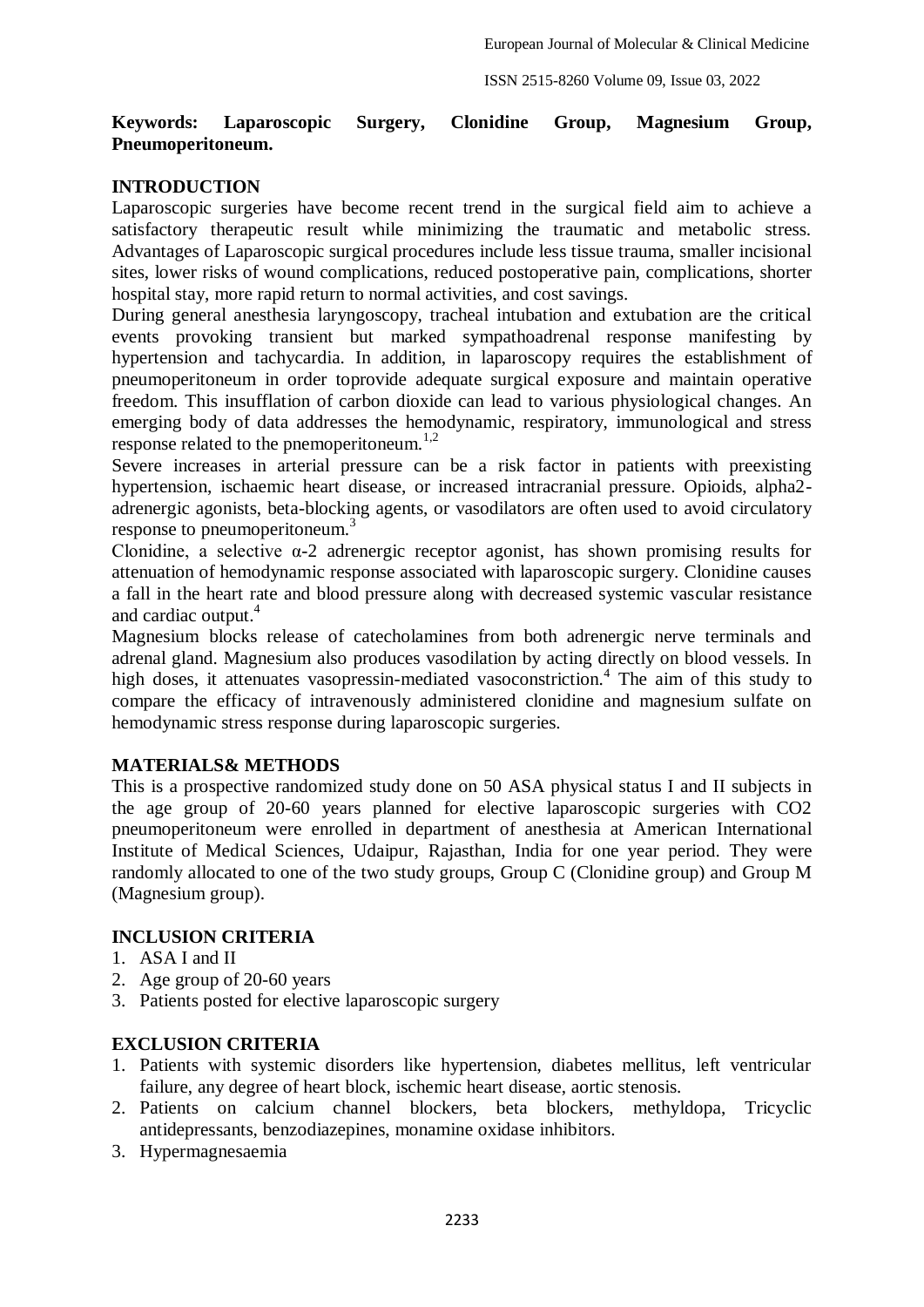**Keywords: Laparoscopic Surgery, Clonidine Group, Magnesium Group, Pneumoperitoneum.**

## INTRODUCTION

Laparoscopic surgeries have become recent trend in the surgical field aim to achieve a satisfactory therapeutic result while minimizing the traumatic and metabolic stress. Advantages of Laparoscopic surgical procedures include less tissue trauma, smaller incisional sites, lower risks of wound complications, reduced postoperative pain, complications, shorter hospital stay, more rapid return to normal activities, and cost savings.

During general anesthesia laryngoscopy, tracheal intubation and extubation are the critical events provoking transient but marked sympathoadrenal response manifesting by hypertension and tachycardia. In addition, in laparoscopy requires the establishment of pneumoperitoneum in order toprovide adequate surgical exposure and maintain operative freedom. This insufflation of carbon dioxide can lead to various physiological changes. An emerging body of data addresses the hemodynamic, respiratory, immunological and stress response related to the pnemoperitoneum.[1,2]

Severe increases in arterial pressure can be a risk factor in patients with preexisting hypertension, ischaemic heart disease, or increased intracranial pressure. Opioids, alpha2-adrenergic agonists, beta-blocking agents, or vasodilators are often used to avoid circulatory response to pneumoperitoneum.[3]

Clonidine, a selective α-2 adrenergic receptor agonist, has shown promising results for attenuation of hemodynamic response associated with laparoscopic surgery. Clonidine causes a fall in the heart rate and blood pressure along with decreased systemic vascular resistance and cardiac output.[4]

Magnesium blocks release of catecholamines from both adrenergic nerve terminals and adrenal gland. Magnesium also produces vasodilation by acting directly on blood vessels. In high doses, it attenuates vasopressin-mediated vasoconstriction.[4] The aim of this study to compare the efficacy of intravenously administered clonidine and magnesium sulfate on hemodynamic stress response during laparoscopic surgeries.

## MATERIALS& METHODS

This is a prospective randomized study done on 50 ASA physical status I and II subjects in the age group of 20-60 years planned for elective laparoscopic surgeries with $CO_2$ pneumoperitoneum were enrolled in department of anesthesia at American International Institute of Medical Sciences, Udaipur, Rajasthan, India for one year period. They were randomly allocated to one of the two study groups, Group C (Clonidine group) and Group M (Magnesium group).

## INCLUSION CRITERIA

1. ASA I and II
2. Age group of 20-60 years
3. Patients posted for elective laparoscopic surgery

## EXCLUSION CRITERIA

1. Patients with systemic disorders like hypertension, diabetes mellitus, left ventricular failure, any degree of heart block, ischemic heart disease, aortic stenosis.
2. Patients on calcium channel blockers, beta blockers, methyldopa, Tricyclic antidepressants, benzodiazepines, monamine oxidase inhibitors.
3. Hypermagnesaemia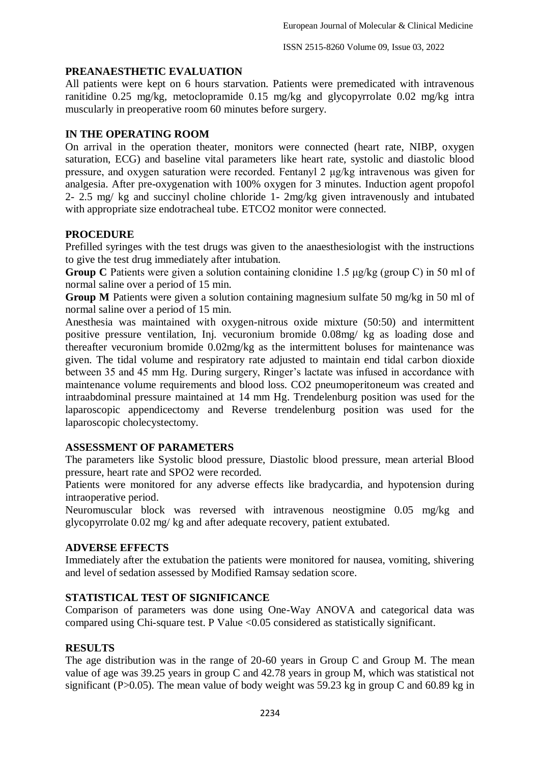## PREANAESTHETIC EVALUATION

All patients were kept on 6 hours starvation. Patients were premedicated with intravenous ranitidine 0.25 mg/kg, metoclopramide 0.15 mg/kg and glycopyrrolate 0.02 mg/kg intra muscularly in preoperative room 60 minutes before surgery.

## IN THE OPERATING ROOM

On arrival in the operation theater, monitors were connected (heart rate, NIBP, oxygen saturation, ECG) and baseline vital parameters like heart rate, systolic and diastolic blood pressure, and oxygen saturation were recorded. Fentanyl 2 μg/kg intravenous was given for analgesia. After pre-oxygenation with 100% oxygen for 3 minutes. Induction agent propofol 2- 2.5 mg/ kg and succinyl choline chloride 1- 2mg/kg given intravenously and intubated with appropriate size endotracheal tube. ETCO2 monitor were connected.

## PROCEDURE

Prefilled syringes with the test drugs was given to the anaesthesiologist with the instructions to give the test drug immediately after intubation.

**Group C** Patients were given a solution containing clonidine 1.5 μg/kg (group C) in 50 ml of normal saline over a period of 15 min.

**Group M** Patients were given a solution containing magnesium sulfate 50 mg/kg in 50 ml of normal saline over a period of 15 min.

Anesthesia was maintained with oxygen-nitrous oxide mixture (50:50) and intermittent positive pressure ventilation, Inj. vecuronium bromide 0.08mg/ kg as loading dose and thereafter vecuronium bromide 0.02mg/kg as the intermittent boluses for maintenance was given. The tidal volume and respiratory rate adjusted to maintain end tidal carbon dioxide between 35 and 45 mm Hg. During surgery, Ringer's lactate was infused in accordance with maintenance volume requirements and blood loss. $CO_2$ pneumoperitoneum was created and intraabdominal pressure maintained at 14 mm Hg. Trendelenburg position was used for the laparoscopic appendicectomy and Reverse trendelenburg position was used for the laparoscopic cholecystectomy.

## ASSESSMENT OF PARAMETERS

The parameters like Systolic blood pressure, Diastolic blood pressure, mean arterial Blood pressure, heart rate and SPO2 were recorded.

Patients were monitored for any adverse effects like bradycardia, and hypotension during intraoperative period.

Neuromuscular block was reversed with intravenous neostigmine 0.05 mg/kg and glycopyrrolate 0.02 mg/ kg and after adequate recovery, patient extubated.

## ADVERSE EFFECTS

Immediately after the extubation the patients were monitored for nausea, vomiting, shivering and level of sedation assessed by Modified Ramsay sedation score.

## STATISTICAL TEST OF SIGNIFICANCE

Comparison of parameters was done using One-Way ANOVA and categorical data was compared using Chi-square test. P Value <0.05 considered as statistically significant.

## RESULTS

The age distribution was in the range of 20-60 years in Group C and Group M. The mean value of age was 39.25 years in group C and 42.78 years in group M, which was statistical not significant (P>0.05). The mean value of body weight was 59.23 kg in group C and 60.89 kg in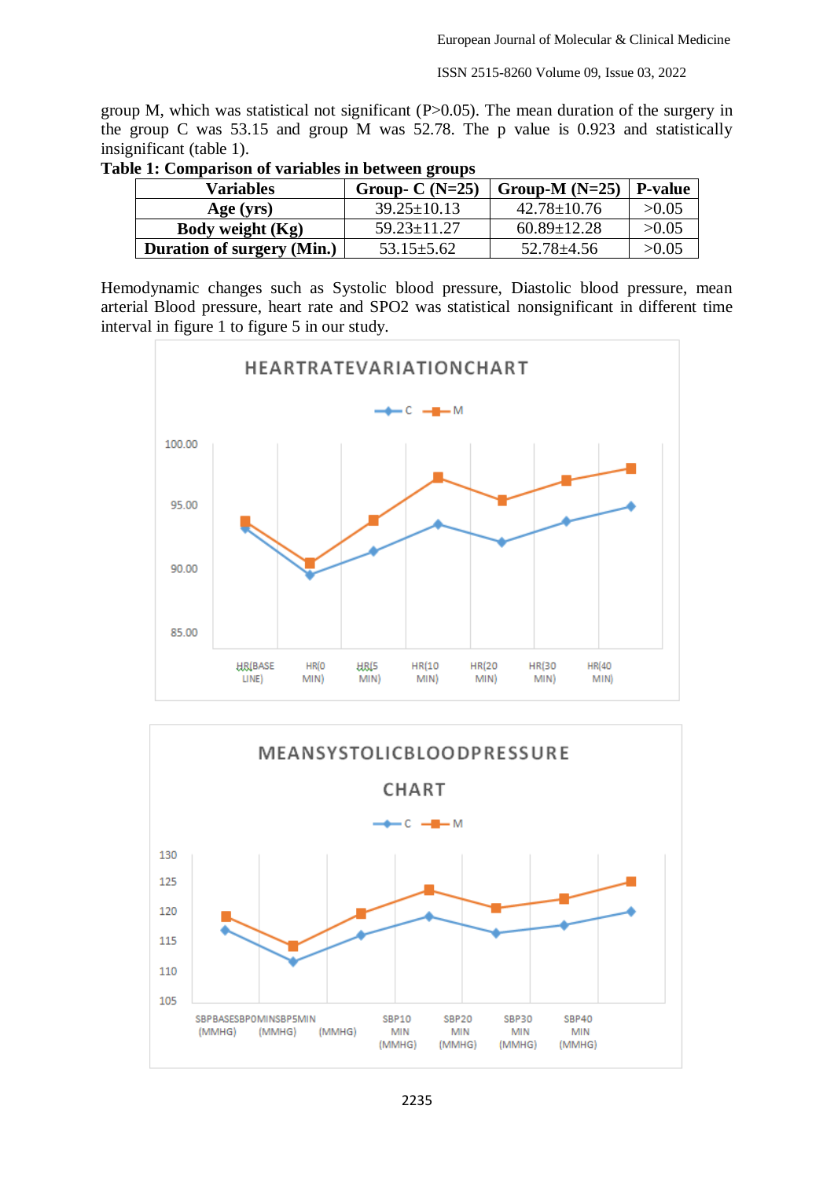group M, which was statistical not significant (P>0.05). The mean duration of the surgery in the group C was 53.15 and group M was 52.78. The p value is 0.923 and statistically insignificant (table 1).

**Table 1: Comparison of variables in between groups**

| Variables | Group- C (N=25) | Group-M (N=25) | P-value |
|---|---|---|---|
| **Age (yrs)** | 39.25±10.13 | 42.78±10.76 | >0.05 |
| **Body weight (Kg)** | 59.23±11.27 | 60.89±12.28 | >0.05 |
| **Duration of surgery (Min.)** | 53.15±5.62 | 52.78±4.56 | >0.05 |

Hemodynamic changes such as Systolic blood pressure, Diastolic blood pressure, mean arterial Blood pressure, heart rate and SPO2 was statistical nonsignificant in different time interval in figure 1 to figure 5 in our study.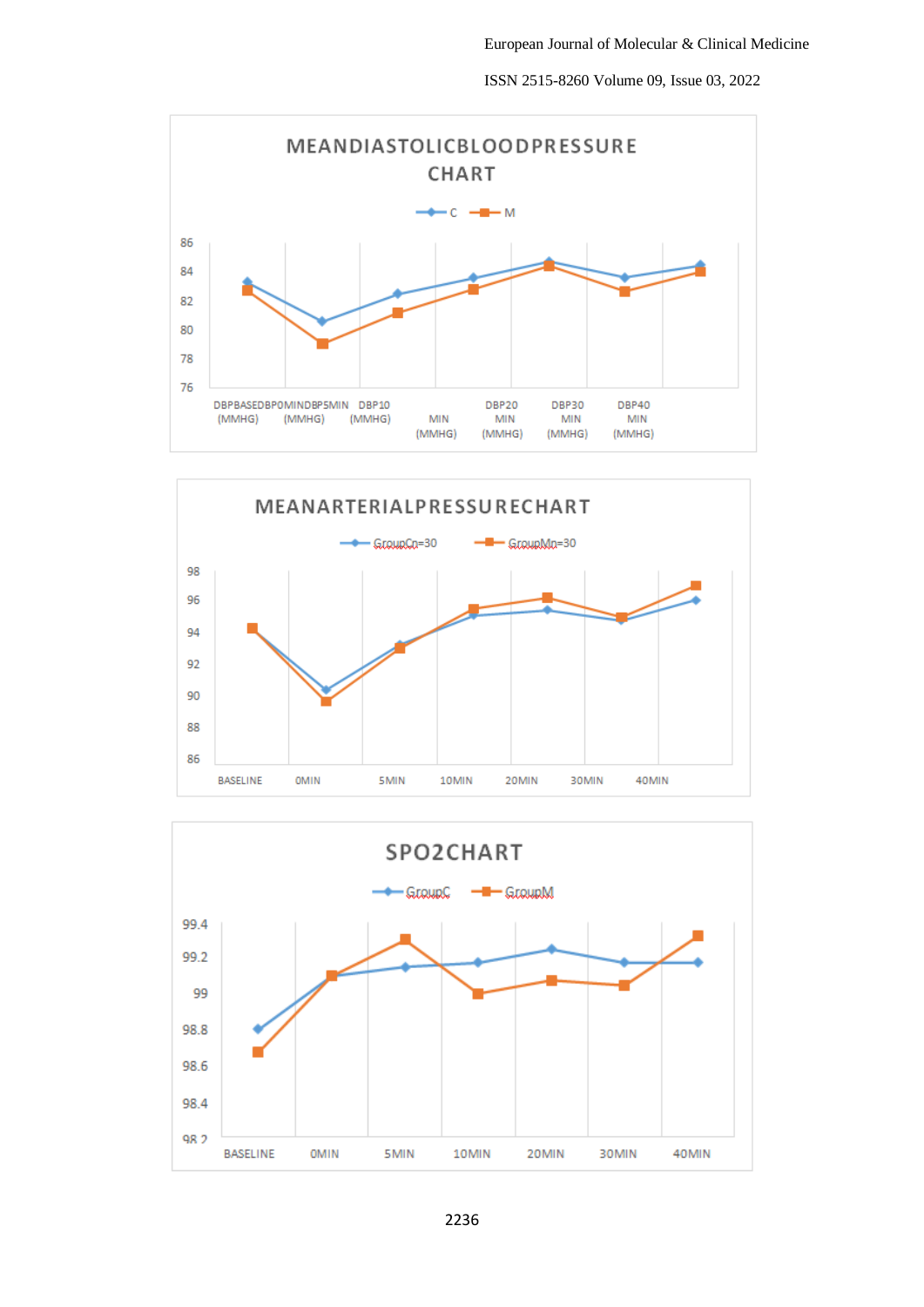MEANDIASTOLICBLOODPRESSURE CHART

C — M

86
84
82
80
78
76

DBPBASEDBP0MINDBP5MIN (MMHG) (MMHG) (MMHG) DBP10 MIN (MMHG) DBP20 MIN (MMHG) DBP30 MIN (MMHG) DBP40 MIN (MMHG)

MEANARTERIALPRESSURECHART

GroupCn=30 — GroupMn=30

98
96
94
92
90
88
86

BASELINE 0MIN 5MIN 10MIN 20MIN 30MIN 40MIN

SPO2CHART

GroupC — GroupM

99.4
99.2
99
98.8
98.6
98.4
98.2

BASELINE 0MIN 5MIN 10MIN 20MIN 30MIN 40MIN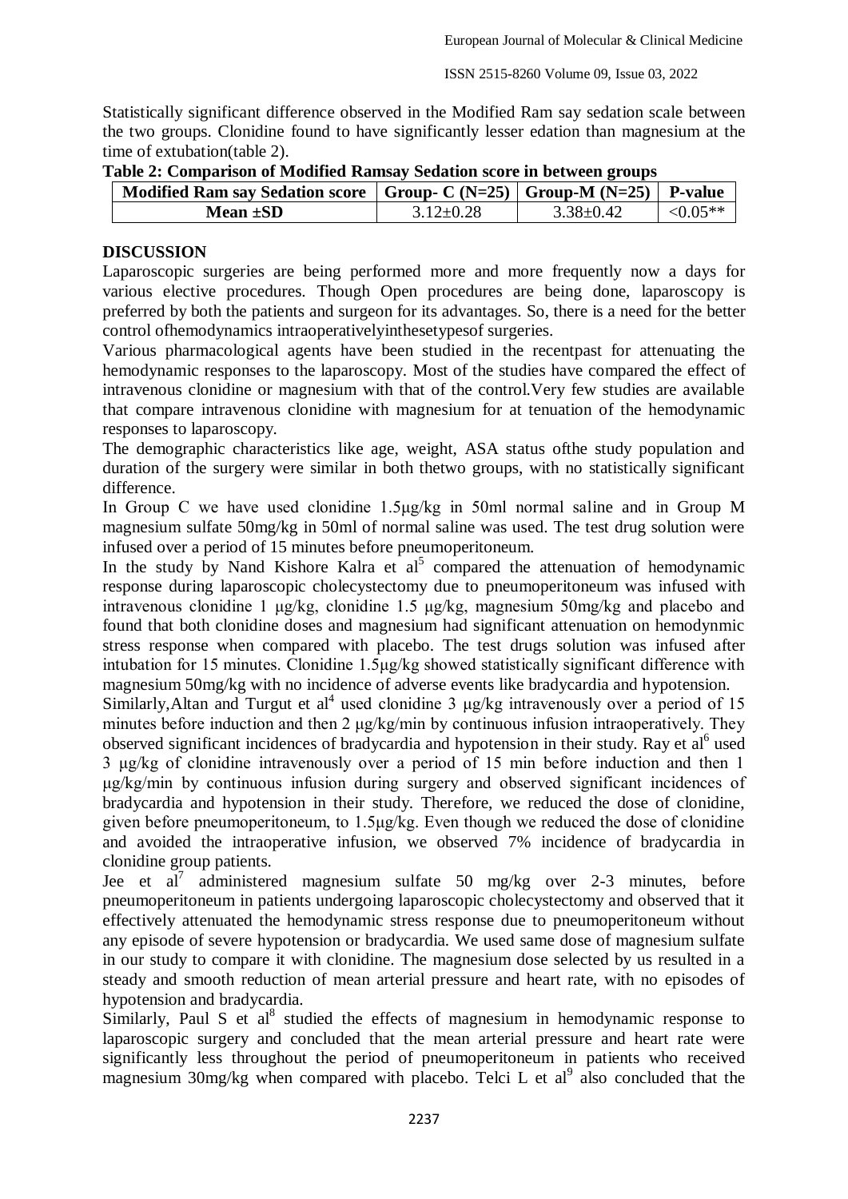Statistically significant difference observed in the Modified Ram say sedation scale between the two groups. Clonidine found to have significantly lesser edation than magnesium at the time of extubation(table 2).

**Table 2: Comparison of Modified Ramsay Sedation score in between groups**

| Modified Ram say Sedation score | Group- C (N=25) | Group-M (N=25) | P-value |
| --- | --- | --- | --- |
| Mean ±SD | 3.12±0.28 | 3.38±0.42 | <0.05** |

## DISCUSSION

Laparoscopic surgeries are being performed more and more frequently now a days for various elective procedures. Though Open procedures are being done, laparoscopy is preferred by both the patients and surgeon for its advantages. So, there is a need for the better control ofhemodynamics intraoperativelyinthesetypesof surgeries.

Various pharmacological agents have been studied in the recentpast for attenuating the hemodynamic responses to the laparoscopy. Most of the studies have compared the effect of intravenous clonidine or magnesium with that of the control.Very few studies are available that compare intravenous clonidine with magnesium for at tenuation of the hemodynamic responses to laparoscopy.

The demographic characteristics like age, weight, ASA status ofthe study population and duration of the surgery were similar in both thetwo groups, with no statistically significant difference.

In Group C we have used clonidine 1.5μg/kg in 50ml normal saline and in Group M magnesium sulfate 50mg/kg in 50ml of normal saline was used. The test drug solution were infused over a period of 15 minutes before pneumoperitoneum.

In the study by Nand Kishore Kalra et al[5] compared the attenuation of hemodynamic response during laparoscopic cholecystectomy due to pneumoperitoneum was infused with intravenous clonidine 1 μg/kg, clonidine 1.5 μg/kg, magnesium 50mg/kg and placebo and found that both clonidine doses and magnesium had significant attenuation on hemodynmic stress response when compared with placebo. The test drugs solution was infused after intubation for 15 minutes. Clonidine 1.5μg/kg showed statistically significant difference with magnesium 50mg/kg with no incidence of adverse events like bradycardia and hypotension.

Similarly,Altan and Turgut et al[4] used clonidine 3 μg/kg intravenously over a period of 15 minutes before induction and then 2 μg/kg/min by continuous infusion intraoperatively. They observed significant incidences of bradycardia and hypotension in their study. Ray et al[6] used 3 μg/kg of clonidine intravenously over a period of 15 min before induction and then 1 μg/kg/min by continuous infusion during surgery and observed significant incidences of bradycardia and hypotension in their study. Therefore, we reduced the dose of clonidine, given before pneumoperitoneum, to 1.5μg/kg. Even though we reduced the dose of clonidine and avoided the intraoperative infusion, we observed 7% incidence of bradycardia in clonidine group patients.

Jee et al[7] administered magnesium sulfate 50 mg/kg over 2-3 minutes, before pneumoperitoneum in patients undergoing laparoscopic cholecystectomy and observed that it effectively attenuated the hemodynamic stress response due to pneumoperitoneum without any episode of severe hypotension or bradycardia. We used same dose of magnesium sulfate in our study to compare it with clonidine. The magnesium dose selected by us resulted in a steady and smooth reduction of mean arterial pressure and heart rate, with no episodes of hypotension and bradycardia.

Similarly, Paul S et al[8] studied the effects of magnesium in hemodynamic response to laparoscopic surgery and concluded that the mean arterial pressure and heart rate were significantly less throughout the period of pneumoperitoneum in patients who received magnesium 30mg/kg when compared with placebo. Telci L et al[9] also concluded that the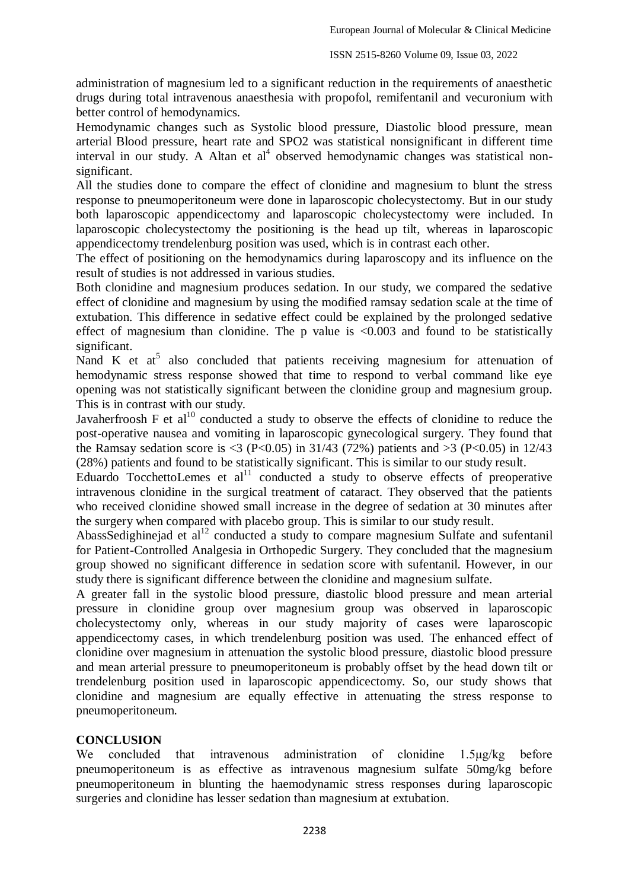administration of magnesium led to a significant reduction in the requirements of anaesthetic drugs during total intravenous anaesthesia with propofol, remifentanil and vecuronium with better control of hemodynamics.

Hemodynamic changes such as Systolic blood pressure, Diastolic blood pressure, mean arterial Blood pressure, heart rate and SPO2 was statistical nonsignificant in different time interval in our study. A Altan et al[4] observed hemodynamic changes was statistical non-significant.

All the studies done to compare the effect of clonidine and magnesium to blunt the stress response to pneumoperitoneum were done in laparoscopic cholecystectomy. But in our study both laparoscopic appendicectomy and laparoscopic cholecystectomy were included. In laparoscopic cholecystectomy the positioning is the head up tilt, whereas in laparoscopic appendicectomy trendelenburg position was used, which is in contrast each other.

The effect of positioning on the hemodynamics during laparoscopy and its influence on the result of studies is not addressed in various studies.

Both clonidine and magnesium produces sedation. In our study, we compared the sedative effect of clonidine and magnesium by using the modified ramsay sedation scale at the time of extubation. This difference in sedative effect could be explained by the prolonged sedative effect of magnesium than clonidine. The p value is <0.003 and found to be statistically significant.

Nand K et at[5] also concluded that patients receiving magnesium for attenuation of hemodynamic stress response showed that time to respond to verbal command like eye opening was not statistically significant between the clonidine group and magnesium group. This is in contrast with our study.

Javaherfroosh F et al[10] conducted a study to observe the effects of clonidine to reduce the post-operative nausea and vomiting in laparoscopic gynecological surgery. They found that the Ramsay sedation score is <3 (P<0.05) in 31/43 (72%) patients and >3 (P<0.05) in 12/43 (28%) patients and found to be statistically significant. This is similar to our study result.

Eduardo TocchettoLemes et al[11] conducted a study to observe effects of preoperative intravenous clonidine in the surgical treatment of cataract. They observed that the patients who received clonidine showed small increase in the degree of sedation at 30 minutes after the surgery when compared with placebo group. This is similar to our study result.

AbassSedighinejad et al[12] conducted a study to compare magnesium Sulfate and sufentanil for Patient-Controlled Analgesia in Orthopedic Surgery. They concluded that the magnesium group showed no significant difference in sedation score with sufentanil. However, in our study there is significant difference between the clonidine and magnesium sulfate.

A greater fall in the systolic blood pressure, diastolic blood pressure and mean arterial pressure in clonidine group over magnesium group was observed in laparoscopic cholecystectomy only, whereas in our study majority of cases were laparoscopic appendicectomy cases, in which trendelenburg position was used. The enhanced effect of clonidine over magnesium in attenuation the systolic blood pressure, diastolic blood pressure and mean arterial pressure to pneumoperitoneum is probably offset by the head down tilt or trendelenburg position used in laparoscopic appendicectomy. So, our study shows that clonidine and magnesium are equally effective in attenuating the stress response to pneumoperitoneum.

## CONCLUSION

We concluded that intravenous administration of clonidine 1.5μg/kg before pneumoperitoneum is as effective as intravenous magnesium sulfate 50mg/kg before pneumoperitoneum in blunting the haemodynamic stress responses during laparoscopic surgeries and clonidine has lesser sedation than magnesium at extubation.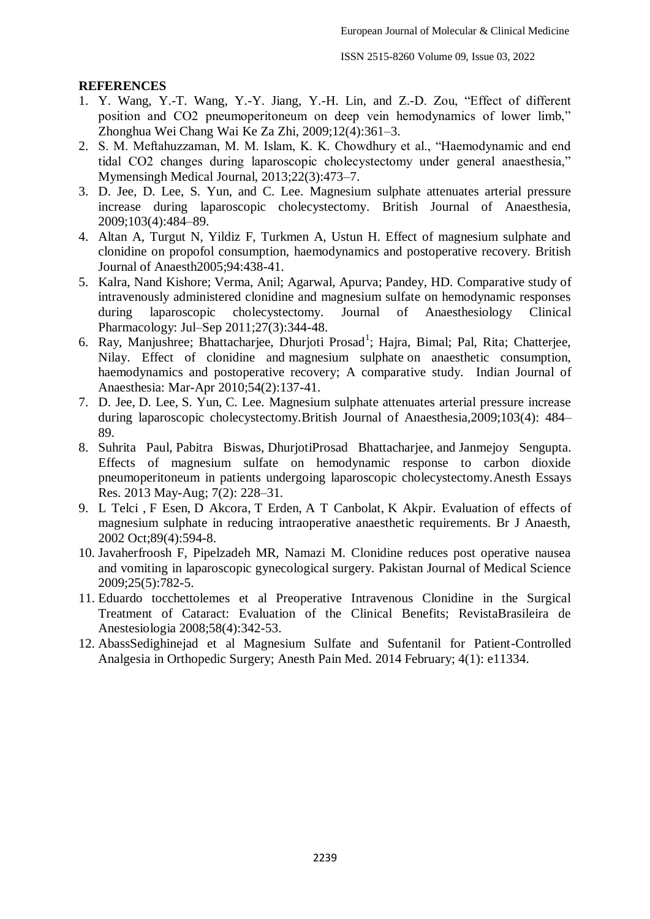**REFERENCES**

1. Y. Wang, Y.-T. Wang, Y.-Y. Jiang, Y.-H. Lin, and Z.-D. Zou, "Effect of different position and CO2 pneumoperitoneum on deep vein hemodynamics of lower limb," Zhonghua Wei Chang Wai Ke Za Zhi, 2009;12(4):361–3.
2. S. M. Meftahuzzaman, M. M. Islam, K. K. Chowdhury et al., "Haemodynamic and end tidal CO2 changes during laparoscopic cholecystectomy under general anaesthesia," Mymensingh Medical Journal, 2013;22(3):473–7.
3. D. Jee, D. Lee, S. Yun, and C. Lee. Magnesium sulphate attenuates arterial pressure increase during laparoscopic cholecystectomy. British Journal of Anaesthesia, 2009;103(4):484–89.
4. Altan A, Turgut N, Yildiz F, Turkmen A, Ustun H. Effect of magnesium sulphate and clonidine on propofol consumption, haemodynamics and postoperative recovery. British Journal of Anaesth2005;94:438-41.
5. Kalra, Nand Kishore; Verma, Anil; Agarwal, Apurva; Pandey, HD. Comparative study of intravenously administered clonidine and magnesium sulfate on hemodynamic responses during laparoscopic cholecystectomy. Journal of Anaesthesiology Clinical Pharmacology: Jul–Sep 2011;27(3):344-48.
6. Ray, Manjushree; Bhattacharjee, Dhurjoti Prosad[1]; Hajra, Bimal; Pal, Rita; Chatterjee, Nilay. Effect of clonidine and magnesium sulphate on anaesthetic consumption, haemodynamics and postoperative recovery; A comparative study. Indian Journal of Anaesthesia: Mar-Apr 2010;54(2):137-41.
7. D. Jee, D. Lee, S. Yun, C. Lee. Magnesium sulphate attenuates arterial pressure increase during laparoscopic cholecystectomy.British Journal of Anaesthesia,2009;103(4): 484–89.
8. Suhrita Paul, Pabitra Biswas, DhurjotiProsad Bhattacharjee, and Janmejoy Sengupta. Effects of magnesium sulfate on hemodynamic response to carbon dioxide pneumoperitoneum in patients undergoing laparoscopic cholecystectomy.Anesth Essays Res. 2013 May-Aug; 7(2): 228–31.
9. L Telci , F Esen, D Akcora, T Erden, A T Canbolat, K Akpir. Evaluation of effects of magnesium sulphate in reducing intraoperative anaesthetic requirements. Br J Anaesth, 2002 Oct;89(4):594-8.
10. Javaherfroosh F, Pipelzadeh MR, Namazi M. Clonidine reduces post operative nausea and vomiting in laparoscopic gynecological surgery. Pakistan Journal of Medical Science 2009;25(5):782-5.
11. Eduardo tocchettolemes et al Preoperative Intravenous Clonidine in the Surgical Treatment of Cataract: Evaluation of the Clinical Benefits; RevistaBrasileira de Anestesiologia 2008;58(4):342-53.
12. AbassSedighinejad et al Magnesium Sulfate and Sufentanil for Patient-Controlled Analgesia in Orthopedic Surgery; Anesth Pain Med. 2014 February; 4(1): e11334.